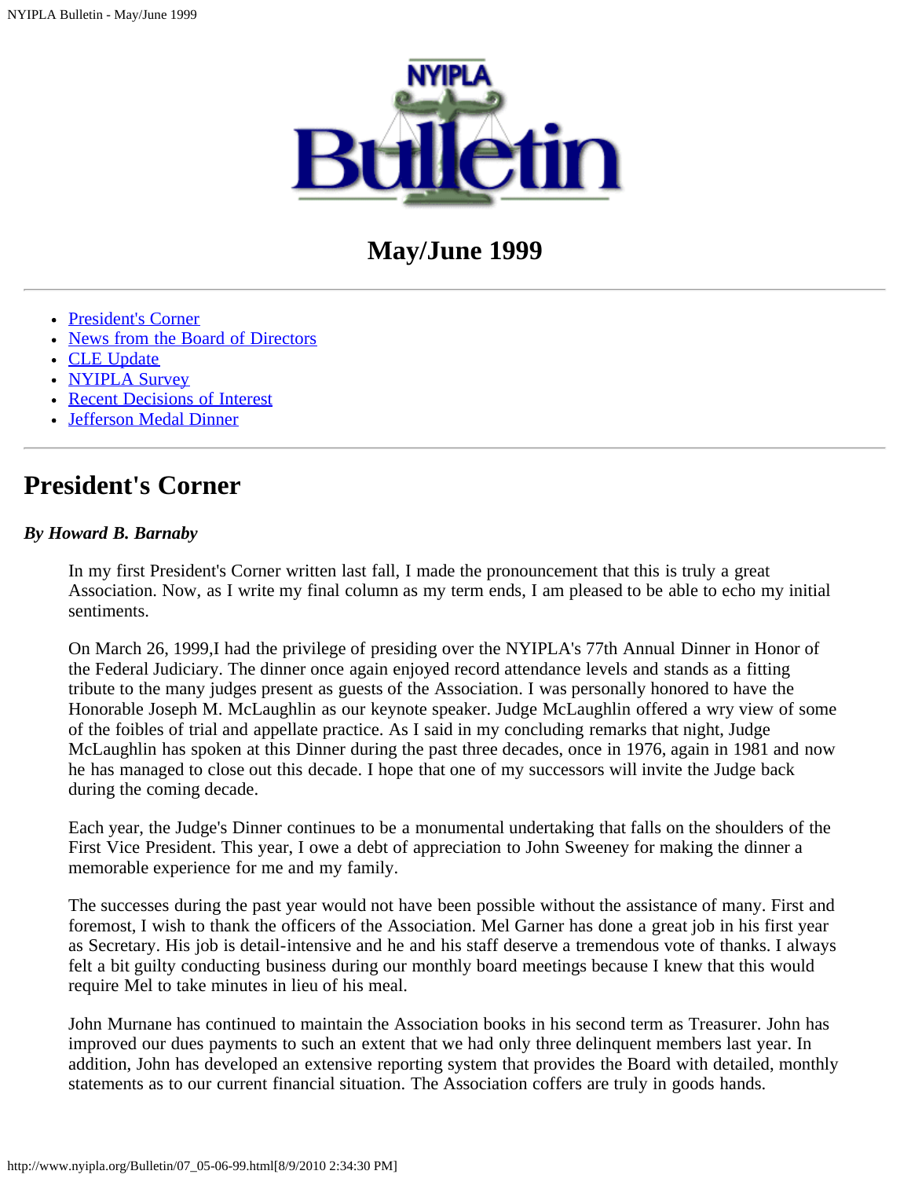# NYIPLA Bulletin

## May/June 1999

---

- President's Corner
- News from the Board of Directors
- CLE Update
- NYIPLA Survey
- Recent Decisions of Interest
- Jefferson Medal Dinner

---

## President's Corner

***By Howard B. Barnaby***

In my first President's Corner written last fall, I made the pronouncement that this is truly a great Association. Now, as I write my final column as my term ends, I am pleased to be able to echo my initial sentiments.

On March 26, 1999,I had the privilege of presiding over the NYIPLA's 77th Annual Dinner in Honor of the Federal Judiciary. The dinner once again enjoyed record attendance levels and stands as a fitting tribute to the many judges present as guests of the Association. I was personally honored to have the Honorable Joseph M. McLaughlin as our keynote speaker. Judge McLaughlin offered a wry view of some of the foibles of trial and appellate practice. As I said in my concluding remarks that night, Judge McLaughlin has spoken at this Dinner during the past three decades, once in 1976, again in 1981 and now he has managed to close out this decade. I hope that one of my successors will invite the Judge back during the coming decade.

Each year, the Judge's Dinner continues to be a monumental undertaking that falls on the shoulders of the First Vice President. This year, I owe a debt of appreciation to John Sweeney for making the dinner a memorable experience for me and my family.

The successes during the past year would not have been possible without the assistance of many. First and foremost, I wish to thank the officers of the Association. Mel Garner has done a great job in his first year as Secretary. His job is detail-intensive and he and his staff deserve a tremendous vote of thanks. I always felt a bit guilty conducting business during our monthly board meetings because I knew that this would require Mel to take minutes in lieu of his meal.

John Murnane has continued to maintain the Association books in his second term as Treasurer. John has improved our dues payments to such an extent that we had only three delinquent members last year. In addition, John has developed an extensive reporting system that provides the Board with detailed, monthly statements as to our current financial situation. The Association coffers are truly in goods hands.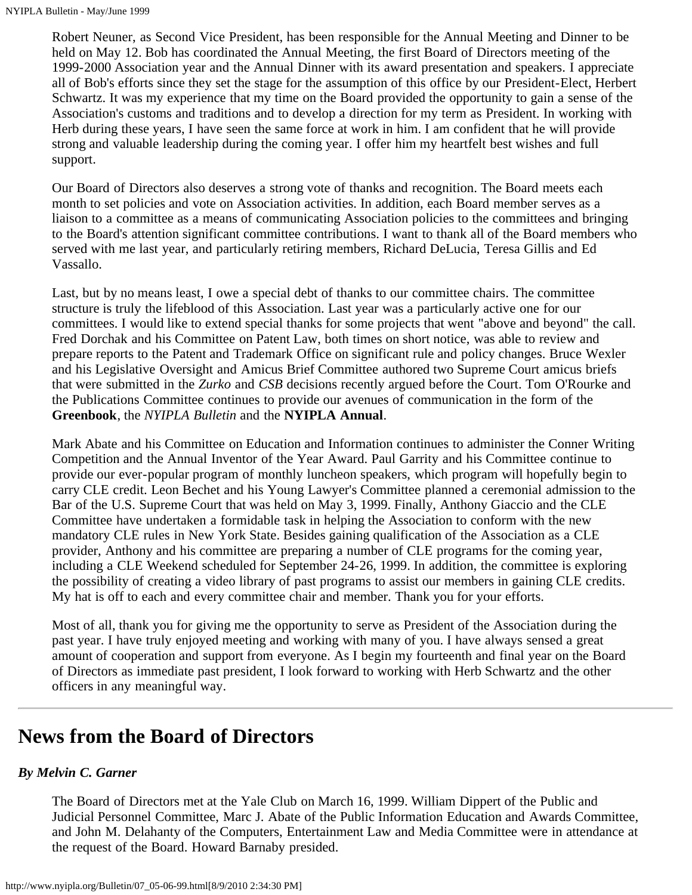Robert Neuner, as Second Vice President, has been responsible for the Annual Meeting and Dinner to be held on May 12. Bob has coordinated the Annual Meeting, the first Board of Directors meeting of the 1999-2000 Association year and the Annual Dinner with its award presentation and speakers. I appreciate all of Bob's efforts since they set the stage for the assumption of this office by our President-Elect, Herbert Schwartz. It was my experience that my time on the Board provided the opportunity to gain a sense of the Association's customs and traditions and to develop a direction for my term as President. In working with Herb during these years, I have seen the same force at work in him. I am confident that he will provide strong and valuable leadership during the coming year. I offer him my heartfelt best wishes and full support.

Our Board of Directors also deserves a strong vote of thanks and recognition. The Board meets each month to set policies and vote on Association activities. In addition, each Board member serves as a liaison to a committee as a means of communicating Association policies to the committees and bringing to the Board's attention significant committee contributions. I want to thank all of the Board members who served with me last year, and particularly retiring members, Richard DeLucia, Teresa Gillis and Ed Vassallo.

Last, but by no means least, I owe a special debt of thanks to our committee chairs. The committee structure is truly the lifeblood of this Association. Last year was a particularly active one for our committees. I would like to extend special thanks for some projects that went "above and beyond" the call. Fred Dorchak and his Committee on Patent Law, both times on short notice, was able to review and prepare reports to the Patent and Trademark Office on significant rule and policy changes. Bruce Wexler and his Legislative Oversight and Amicus Brief Committee authored two Supreme Court amicus briefs that were submitted in the *Zurko* and *CSB* decisions recently argued before the Court. Tom O'Rourke and the Publications Committee continues to provide our avenues of communication in the form of the **Greenbook**, the *NYIPLA Bulletin* and the **NYIPLA Annual**.

Mark Abate and his Committee on Education and Information continues to administer the Conner Writing Competition and the Annual Inventor of the Year Award. Paul Garrity and his Committee continue to provide our ever-popular program of monthly luncheon speakers, which program will hopefully begin to carry CLE credit. Leon Bechet and his Young Lawyer's Committee planned a ceremonial admission to the Bar of the U.S. Supreme Court that was held on May 3, 1999. Finally, Anthony Giaccio and the CLE Committee have undertaken a formidable task in helping the Association to conform with the new mandatory CLE rules in New York State. Besides gaining qualification of the Association as a CLE provider, Anthony and his committee are preparing a number of CLE programs for the coming year, including a CLE Weekend scheduled for September 24-26, 1999. In addition, the committee is exploring the possibility of creating a video library of past programs to assist our members in gaining CLE credits. My hat is off to each and every committee chair and member. Thank you for your efforts.

Most of all, thank you for giving me the opportunity to serve as President of the Association during the past year. I have truly enjoyed meeting and working with many of you. I have always sensed a great amount of cooperation and support from everyone. As I begin my fourteenth and final year on the Board of Directors as immediate past president, I look forward to working with Herb Schwartz and the other officers in any meaningful way.

---

## News from the Board of Directors

***By Melvin C. Garner***

The Board of Directors met at the Yale Club on March 16, 1999. William Dippert of the Public and Judicial Personnel Committee, Marc J. Abate of the Public Information Education and Awards Committee, and John M. Delahanty of the Computers, Entertainment Law and Media Committee were in attendance at the request of the Board. Howard Barnaby presided.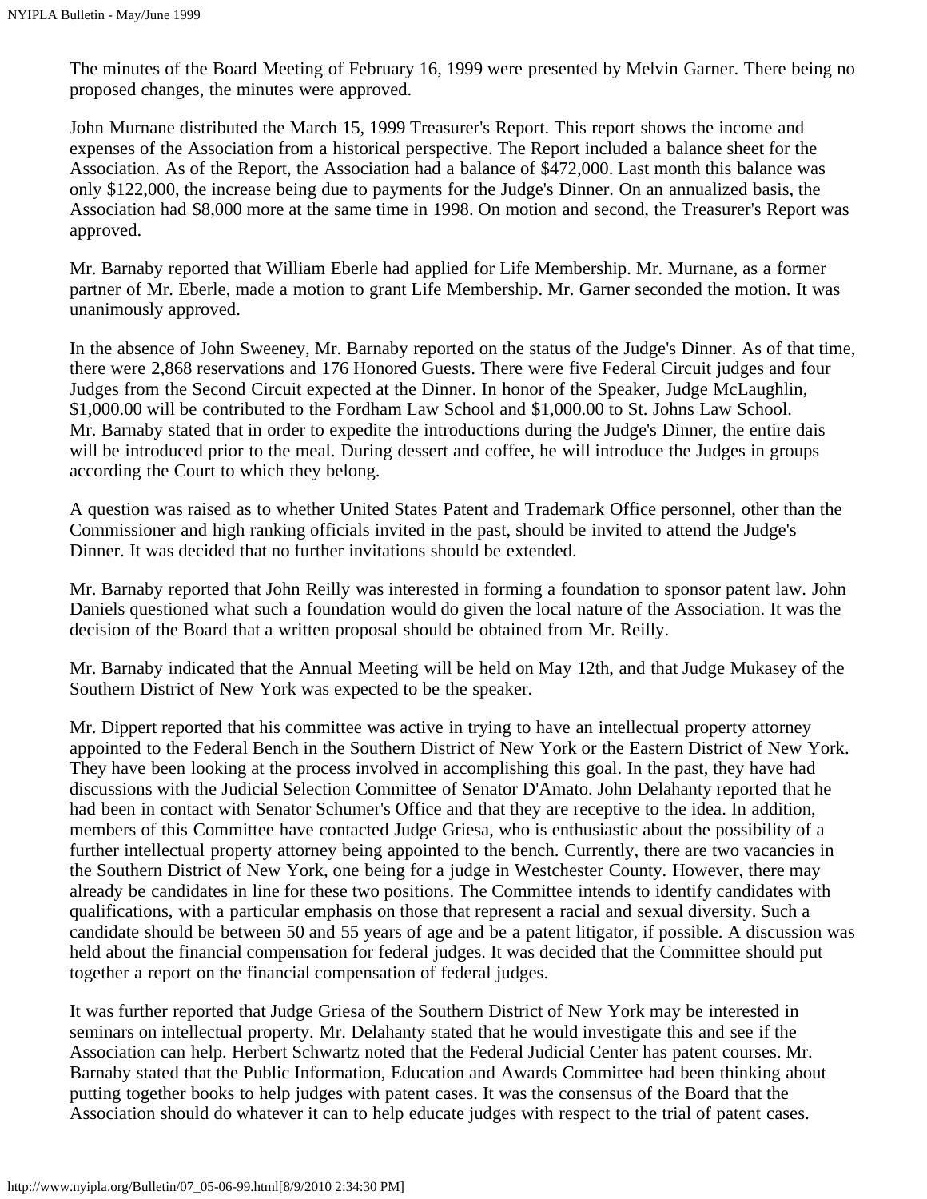The minutes of the Board Meeting of February 16, 1999 were presented by Melvin Garner. There being no proposed changes, the minutes were approved.

John Murnane distributed the March 15, 1999 Treasurer's Report. This report shows the income and expenses of the Association from a historical perspective. The Report included a balance sheet for the Association. As of the Report, the Association had a balance of $472,000. Last month this balance was only $122,000, the increase being due to payments for the Judge's Dinner. On an annualized basis, the Association had $8,000 more at the same time in 1998. On motion and second, the Treasurer's Report was approved.

Mr. Barnaby reported that William Eberle had applied for Life Membership. Mr. Murnane, as a former partner of Mr. Eberle, made a motion to grant Life Membership. Mr. Garner seconded the motion. It was unanimously approved.

In the absence of John Sweeney, Mr. Barnaby reported on the status of the Judge's Dinner. As of that time, there were 2,868 reservations and 176 Honored Guests. There were five Federal Circuit judges and four Judges from the Second Circuit expected at the Dinner. In honor of the Speaker, Judge McLaughlin, $1,000.00 will be contributed to the Fordham Law School and $1,000.00 to St. Johns Law School. Mr. Barnaby stated that in order to expedite the introductions during the Judge's Dinner, the entire dais will be introduced prior to the meal. During dessert and coffee, he will introduce the Judges in groups according the Court to which they belong.

A question was raised as to whether United States Patent and Trademark Office personnel, other than the Commissioner and high ranking officials invited in the past, should be invited to attend the Judge's Dinner. It was decided that no further invitations should be extended.

Mr. Barnaby reported that John Reilly was interested in forming a foundation to sponsor patent law. John Daniels questioned what such a foundation would do given the local nature of the Association. It was the decision of the Board that a written proposal should be obtained from Mr. Reilly.

Mr. Barnaby indicated that the Annual Meeting will be held on May 12th, and that Judge Mukasey of the Southern District of New York was expected to be the speaker.

Mr. Dippert reported that his committee was active in trying to have an intellectual property attorney appointed to the Federal Bench in the Southern District of New York or the Eastern District of New York. They have been looking at the process involved in accomplishing this goal. In the past, they have had discussions with the Judicial Selection Committee of Senator D'Amato. John Delahanty reported that he had been in contact with Senator Schumer's Office and that they are receptive to the idea. In addition, members of this Committee have contacted Judge Griesa, who is enthusiastic about the possibility of a further intellectual property attorney being appointed to the bench. Currently, there are two vacancies in the Southern District of New York, one being for a judge in Westchester County. However, there may already be candidates in line for these two positions. The Committee intends to identify candidates with qualifications, with a particular emphasis on those that represent a racial and sexual diversity. Such a candidate should be between 50 and 55 years of age and be a patent litigator, if possible. A discussion was held about the financial compensation for federal judges. It was decided that the Committee should put together a report on the financial compensation of federal judges.

It was further reported that Judge Griesa of the Southern District of New York may be interested in seminars on intellectual property. Mr. Delahanty stated that he would investigate this and see if the Association can help. Herbert Schwartz noted that the Federal Judicial Center has patent courses. Mr. Barnaby stated that the Public Information, Education and Awards Committee had been thinking about putting together books to help judges with patent cases. It was the consensus of the Board that the Association should do whatever it can to help educate judges with respect to the trial of patent cases.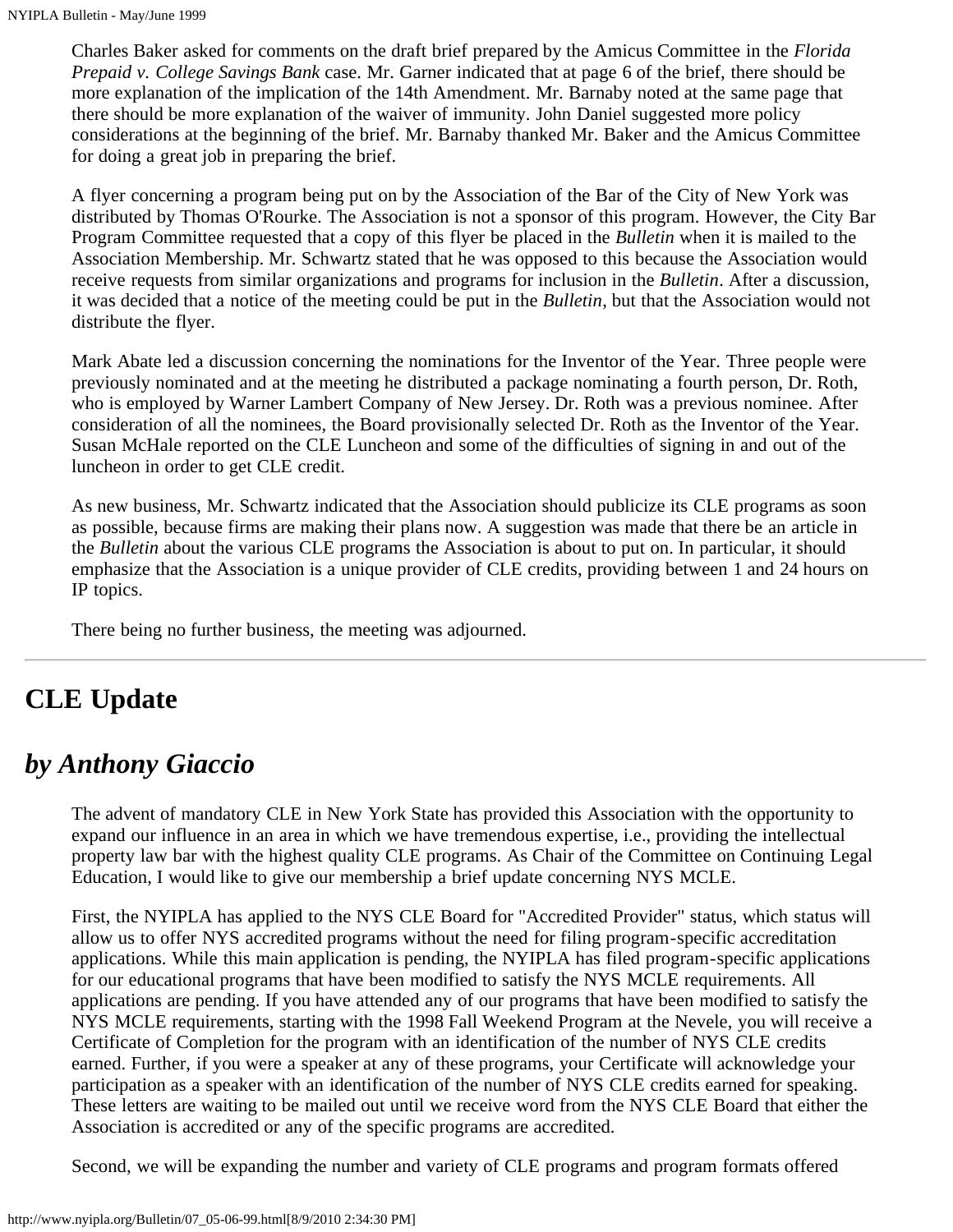Charles Baker asked for comments on the draft brief prepared by the Amicus Committee in the *Florida Prepaid v. College Savings Bank* case. Mr. Garner indicated that at page 6 of the brief, there should be more explanation of the implication of the 14th Amendment. Mr. Barnaby noted at the same page that there should be more explanation of the waiver of immunity. John Daniel suggested more policy considerations at the beginning of the brief. Mr. Barnaby thanked Mr. Baker and the Amicus Committee for doing a great job in preparing the brief.

A flyer concerning a program being put on by the Association of the Bar of the City of New York was distributed by Thomas O'Rourke. The Association is not a sponsor of this program. However, the City Bar Program Committee requested that a copy of this flyer be placed in the *Bulletin* when it is mailed to the Association Membership. Mr. Schwartz stated that he was opposed to this because the Association would receive requests from similar organizations and programs for inclusion in the *Bulletin*. After a discussion, it was decided that a notice of the meeting could be put in the *Bulletin*, but that the Association would not distribute the flyer.

Mark Abate led a discussion concerning the nominations for the Inventor of the Year. Three people were previously nominated and at the meeting he distributed a package nominating a fourth person, Dr. Roth, who is employed by Warner Lambert Company of New Jersey. Dr. Roth was a previous nominee. After consideration of all the nominees, the Board provisionally selected Dr. Roth as the Inventor of the Year. Susan McHale reported on the CLE Luncheon and some of the difficulties of signing in and out of the luncheon in order to get CLE credit.

As new business, Mr. Schwartz indicated that the Association should publicize its CLE programs as soon as possible, because firms are making their plans now. A suggestion was made that there be an article in the *Bulletin* about the various CLE programs the Association is about to put on. In particular, it should emphasize that the Association is a unique provider of CLE credits, providing between 1 and 24 hours on IP topics.

There being no further business, the meeting was adjourned.

---

# CLE Update

## *by Anthony Giaccio*

The advent of mandatory CLE in New York State has provided this Association with the opportunity to expand our influence in an area in which we have tremendous expertise, i.e., providing the intellectual property law bar with the highest quality CLE programs. As Chair of the Committee on Continuing Legal Education, I would like to give our membership a brief update concerning NYS MCLE.

First, the NYIPLA has applied to the NYS CLE Board for "Accredited Provider" status, which status will allow us to offer NYS accredited programs without the need for filing program-specific accreditation applications. While this main application is pending, the NYIPLA has filed program-specific applications for our educational programs that have been modified to satisfy the NYS MCLE requirements. All applications are pending. If you have attended any of our programs that have been modified to satisfy the NYS MCLE requirements, starting with the 1998 Fall Weekend Program at the Nevele, you will receive a Certificate of Completion for the program with an identification of the number of NYS CLE credits earned. Further, if you were a speaker at any of these programs, your Certificate will acknowledge your participation as a speaker with an identification of the number of NYS CLE credits earned for speaking. These letters are waiting to be mailed out until we receive word from the NYS CLE Board that either the Association is accredited or any of the specific programs are accredited.

Second, we will be expanding the number and variety of CLE programs and program formats offered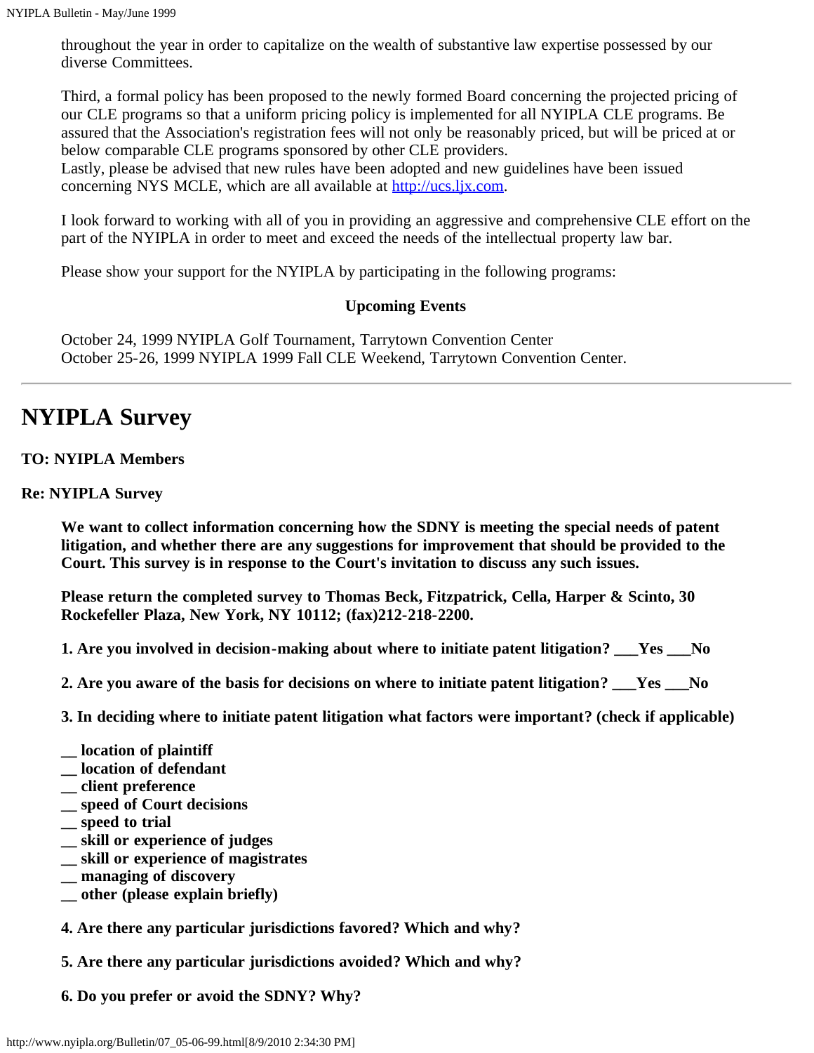throughout the year in order to capitalize on the wealth of substantive law expertise possessed by our diverse Committees.

Third, a formal policy has been proposed to the newly formed Board concerning the projected pricing of our CLE programs so that a uniform pricing policy is implemented for all NYIPLA CLE programs. Be assured that the Association's registration fees will not only be reasonably priced, but will be priced at or below comparable CLE programs sponsored by other CLE providers.
Lastly, please be advised that new rules have been adopted and new guidelines have been issued concerning NYS MCLE, which are all available at [http://ucs.ljx.com](http://ucs.ljx.com).

I look forward to working with all of you in providing an aggressive and comprehensive CLE effort on the part of the NYIPLA in order to meet and exceed the needs of the intellectual property law bar.

Please show your support for the NYIPLA by participating in the following programs:

**Upcoming Events**

October 24, 1999 NYIPLA Golf Tournament, Tarrytown Convention Center
October 25-26, 1999 NYIPLA 1999 Fall CLE Weekend, Tarrytown Convention Center.

---

# NYIPLA Survey

**TO: NYIPLA Members**

**Re: NYIPLA Survey**

**We want to collect information concerning how the SDNY is meeting the special needs of patent litigation, and whether there are any suggestions for improvement that should be provided to the Court. This survey is in response to the Court's invitation to discuss any such issues.**

**Please return the completed survey to Thomas Beck, Fitzpatrick, Cella, Harper & Scinto, 30 Rockefeller Plaza, New York, NY 10112; (fax)212-218-2200.**

**1. Are you involved in decision-making about where to initiate patent litigation? ___Yes ___No**

**2. Are you aware of the basis for decisions on where to initiate patent litigation? ___Yes ___No**

**3. In deciding where to initiate patent litigation what factors were important? (check if applicable)**

**__ location of plaintiff**
**__ location of defendant**
**__ client preference**
**__ speed of Court decisions**
**__ speed to trial**
**__ skill or experience of judges**
**__ skill or experience of magistrates**
**__ managing of discovery**
**__ other (please explain briefly)**

**4. Are there any particular jurisdictions favored? Which and why?**

**5. Are there any particular jurisdictions avoided? Which and why?**

**6. Do you prefer or avoid the SDNY? Why?**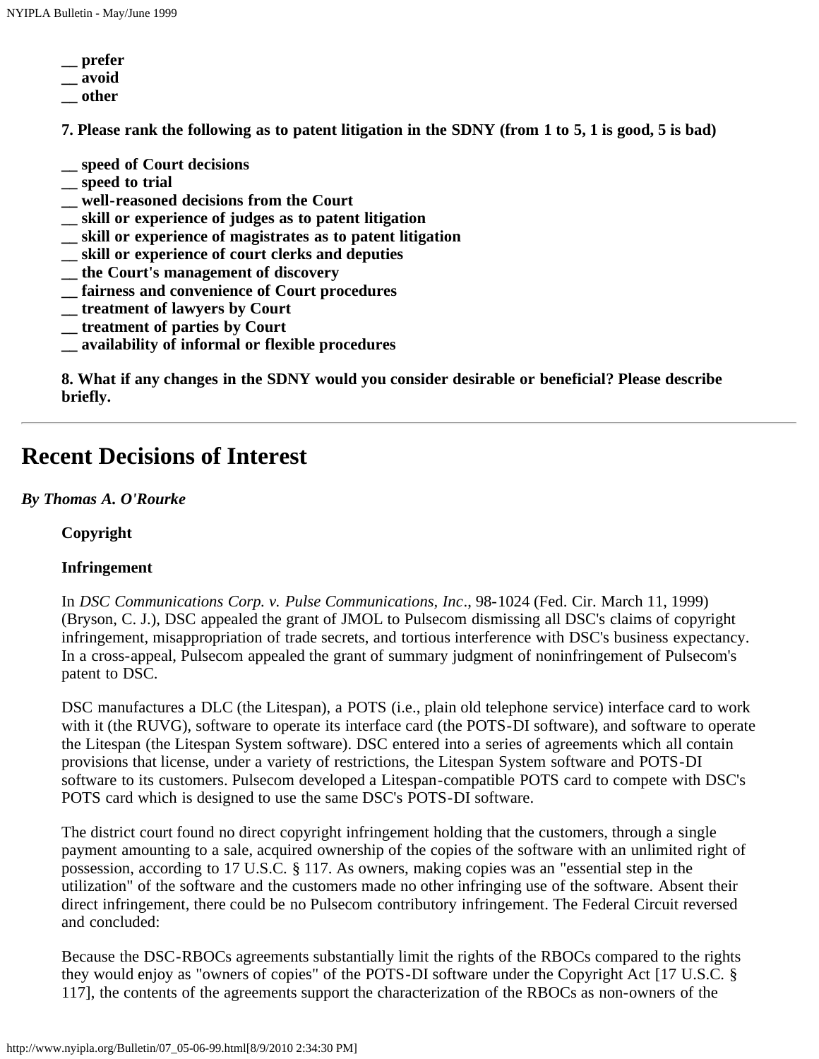**__ prefer**
**__ avoid**
**__ other**

**7. Please rank the following as to patent litigation in the SDNY (from 1 to 5, 1 is good, 5 is bad)**

**__ speed of Court decisions**
**__ speed to trial**
**__ well-reasoned decisions from the Court**
**__ skill or experience of judges as to patent litigation**
**__ skill or experience of magistrates as to patent litigation**
**__ skill or experience of court clerks and deputies**
**__ the Court's management of discovery**
**__ fairness and convenience of Court procedures**
**__ treatment of lawyers by Court**
**__ treatment of parties by Court**
**__ availability of informal or flexible procedures**

**8. What if any changes in the SDNY would you consider desirable or beneficial? Please describe briefly.**

---

# Recent Decisions of Interest

***By Thomas A. O'Rourke***

**Copyright**

**Infringement**

In *DSC Communications Corp. v. Pulse Communications, Inc*., 98-1024 (Fed. Cir. March 11, 1999) (Bryson, C. J.), DSC appealed the grant of JMOL to Pulsecom dismissing all DSC's claims of copyright infringement, misappropriation of trade secrets, and tortious interference with DSC's business expectancy. In a cross-appeal, Pulsecom appealed the grant of summary judgment of noninfringement of Pulsecom's patent to DSC.

DSC manufactures a DLC (the Litespan), a POTS (i.e., plain old telephone service) interface card to work with it (the RUVG), software to operate its interface card (the POTS-DI software), and software to operate the Litespan (the Litespan System software). DSC entered into a series of agreements which all contain provisions that license, under a variety of restrictions, the Litespan System software and POTS-DI software to its customers. Pulsecom developed a Litespan-compatible POTS card to compete with DSC's POTS card which is designed to use the same DSC's POTS-DI software.

The district court found no direct copyright infringement holding that the customers, through a single payment amounting to a sale, acquired ownership of the copies of the software with an unlimited right of possession, according to 17 U.S.C. § 117. As owners, making copies was an "essential step in the utilization" of the software and the customers made no other infringing use of the software. Absent their direct infringement, there could be no Pulsecom contributory infringement. The Federal Circuit reversed and concluded:

Because the DSC-RBOCs agreements substantially limit the rights of the RBOCs compared to the rights they would enjoy as "owners of copies" of the POTS-DI software under the Copyright Act [17 U.S.C. § 117], the contents of the agreements support the characterization of the RBOCs as non-owners of the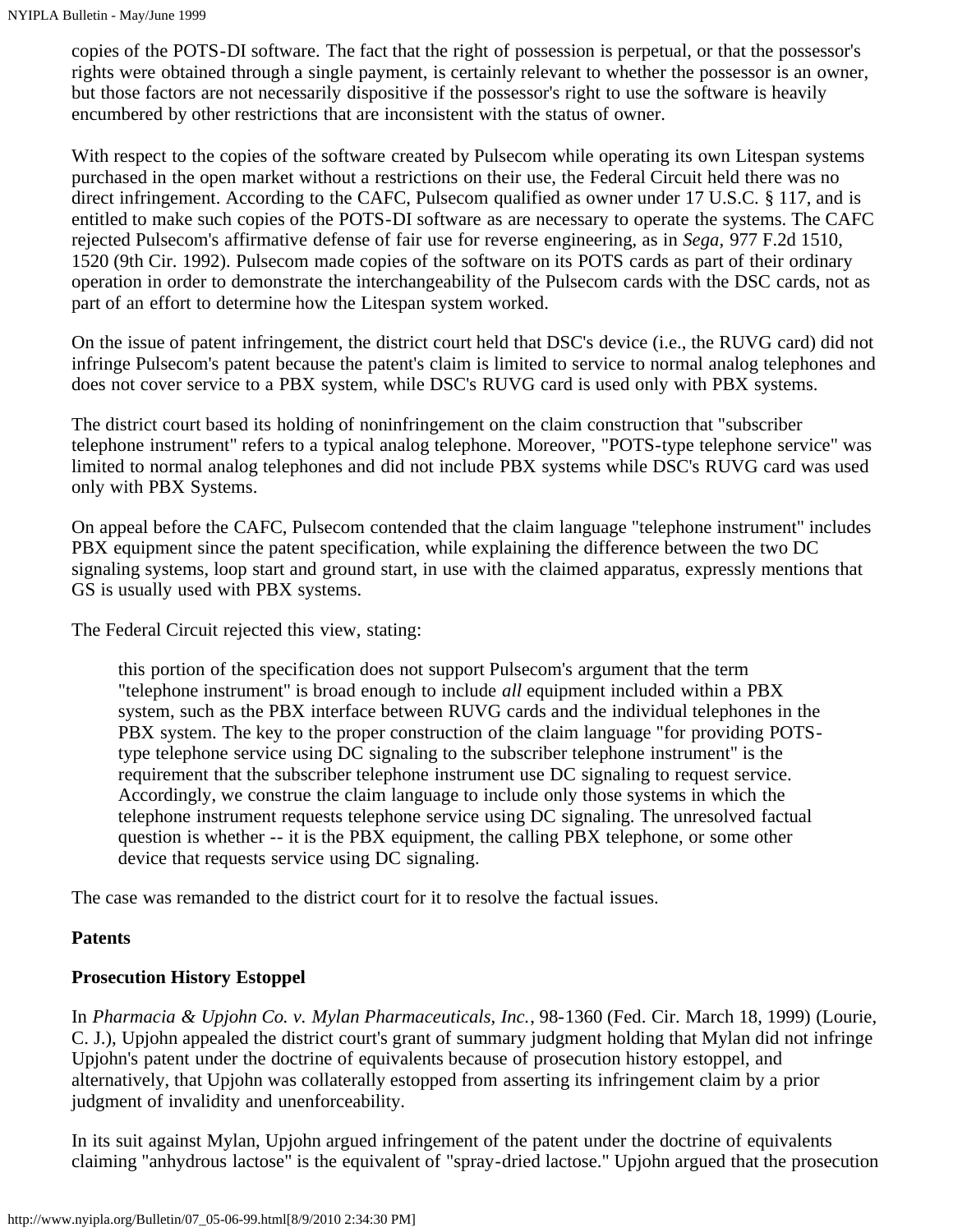copies of the POTS-DI software. The fact that the right of possession is perpetual, or that the possessor's rights were obtained through a single payment, is certainly relevant to whether the possessor is an owner, but those factors are not necessarily dispositive if the possessor's right to use the software is heavily encumbered by other restrictions that are inconsistent with the status of owner.

With respect to the copies of the software created by Pulsecom while operating its own Litespan systems purchased in the open market without a restrictions on their use, the Federal Circuit held there was no direct infringement. According to the CAFC, Pulsecom qualified as owner under 17 U.S.C. § 117, and is entitled to make such copies of the POTS-DI software as are necessary to operate the systems. The CAFC rejected Pulsecom's affirmative defense of fair use for reverse engineering, as in *Sega,* 977 F.2d 1510, 1520 (9th Cir. 1992). Pulsecom made copies of the software on its POTS cards as part of their ordinary operation in order to demonstrate the interchangeability of the Pulsecom cards with the DSC cards, not as part of an effort to determine how the Litespan system worked.

On the issue of patent infringement, the district court held that DSC's device (i.e., the RUVG card) did not infringe Pulsecom's patent because the patent's claim is limited to service to normal analog telephones and does not cover service to a PBX system, while DSC's RUVG card is used only with PBX systems.

The district court based its holding of noninfringement on the claim construction that "subscriber telephone instrument" refers to a typical analog telephone. Moreover, "POTS-type telephone service" was limited to normal analog telephones and did not include PBX systems while DSC's RUVG card was used only with PBX Systems.

On appeal before the CAFC, Pulsecom contended that the claim language "telephone instrument" includes PBX equipment since the patent specification, while explaining the difference between the two DC signaling systems, loop start and ground start, in use with the claimed apparatus, expressly mentions that GS is usually used with PBX systems.

The Federal Circuit rejected this view, stating:

> this portion of the specification does not support Pulsecom's argument that the term "telephone instrument" is broad enough to include *all* equipment included within a PBX system, such as the PBX interface between RUVG cards and the individual telephones in the PBX system. The key to the proper construction of the claim language "for providing POTS-type telephone service using DC signaling to the subscriber telephone instrument" is the requirement that the subscriber telephone instrument use DC signaling to request service. Accordingly, we construe the claim language to include only those systems in which the telephone instrument requests telephone service using DC signaling. The unresolved factual question is whether -- it is the PBX equipment, the calling PBX telephone, or some other device that requests service using DC signaling.

The case was remanded to the district court for it to resolve the factual issues.

**Patents**

**Prosecution History Estoppel**

In *Pharmacia & Upjohn Co. v. Mylan Pharmaceuticals, Inc.*, 98-1360 (Fed. Cir. March 18, 1999) (Lourie, C. J.), Upjohn appealed the district court's grant of summary judgment holding that Mylan did not infringe Upjohn's patent under the doctrine of equivalents because of prosecution history estoppel, and alternatively, that Upjohn was collaterally estopped from asserting its infringement claim by a prior judgment of invalidity and unenforceability.

In its suit against Mylan, Upjohn argued infringement of the patent under the doctrine of equivalents claiming "anhydrous lactose" is the equivalent of "spray-dried lactose." Upjohn argued that the prosecution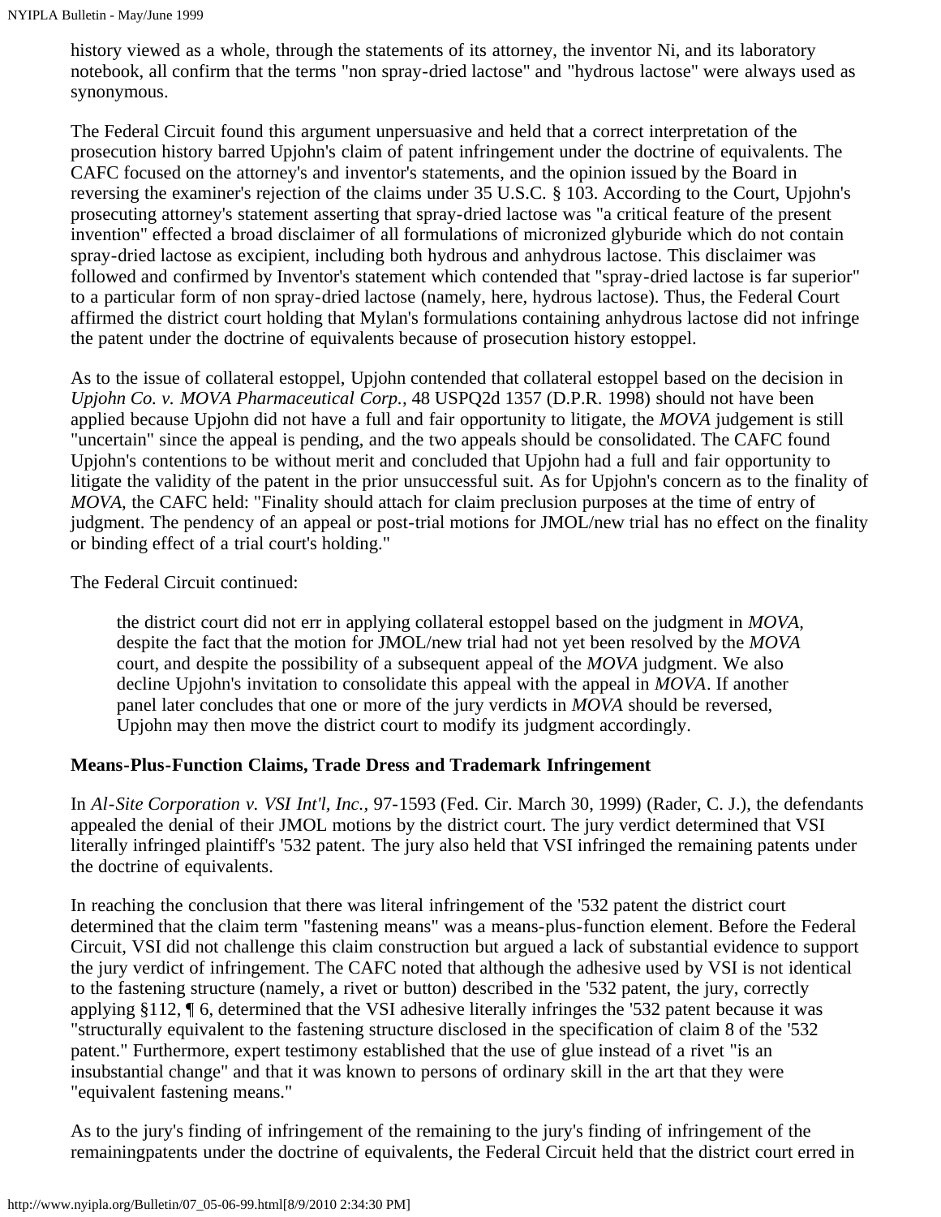history viewed as a whole, through the statements of its attorney, the inventor Ni, and its laboratory notebook, all confirm that the terms "non spray-dried lactose" and "hydrous lactose" were always used as synonymous.

The Federal Circuit found this argument unpersuasive and held that a correct interpretation of the prosecution history barred Upjohn's claim of patent infringement under the doctrine of equivalents. The CAFC focused on the attorney's and inventor's statements, and the opinion issued by the Board in reversing the examiner's rejection of the claims under 35 U.S.C. § 103. According to the Court, Upjohn's prosecuting attorney's statement asserting that spray-dried lactose was "a critical feature of the present invention" effected a broad disclaimer of all formulations of micronized glyburide which do not contain spray-dried lactose as excipient, including both hydrous and anhydrous lactose. This disclaimer was followed and confirmed by Inventor's statement which contended that "spray-dried lactose is far superior" to a particular form of non spray-dried lactose (namely, here, hydrous lactose). Thus, the Federal Court affirmed the district court holding that Mylan's formulations containing anhydrous lactose did not infringe the patent under the doctrine of equivalents because of prosecution history estoppel.

As to the issue of collateral estoppel, Upjohn contended that collateral estoppel based on the decision in *Upjohn Co. v. MOVA Pharmaceutical Corp.,* 48 USPQ2d 1357 (D.P.R. 1998) should not have been applied because Upjohn did not have a full and fair opportunity to litigate, the *MOVA* judgement is still "uncertain" since the appeal is pending, and the two appeals should be consolidated. The CAFC found Upjohn's contentions to be without merit and concluded that Upjohn had a full and fair opportunity to litigate the validity of the patent in the prior unsuccessful suit. As for Upjohn's concern as to the finality of *MOVA*, the CAFC held: "Finality should attach for claim preclusion purposes at the time of entry of judgment. The pendency of an appeal or post-trial motions for JMOL/new trial has no effect on the finality or binding effect of a trial court's holding."

The Federal Circuit continued:

> the district court did not err in applying collateral estoppel based on the judgment in *MOVA*, despite the fact that the motion for JMOL/new trial had not yet been resolved by the *MOVA* court, and despite the possibility of a subsequent appeal of the *MOVA* judgment. We also decline Upjohn's invitation to consolidate this appeal with the appeal in *MOVA*. If another panel later concludes that one or more of the jury verdicts in *MOVA* should be reversed, Upjohn may then move the district court to modify its judgment accordingly.

### Means-Plus-Function Claims, Trade Dress and Trademark Infringement

In *Al-Site Corporation v. VSI Int'l, Inc.*, 97-1593 (Fed. Cir. March 30, 1999) (Rader, C. J.), the defendants appealed the denial of their JMOL motions by the district court. The jury verdict determined that VSI literally infringed plaintiff's '532 patent. The jury also held that VSI infringed the remaining patents under the doctrine of equivalents.

In reaching the conclusion that there was literal infringement of the '532 patent the district court determined that the claim term "fastening means" was a means-plus-function element. Before the Federal Circuit, VSI did not challenge this claim construction but argued a lack of substantial evidence to support the jury verdict of infringement. The CAFC noted that although the adhesive used by VSI is not identical to the fastening structure (namely, a rivet or button) described in the '532 patent, the jury, correctly applying §112, ¶ 6, determined that the VSI adhesive literally infringes the '532 patent because it was "structurally equivalent to the fastening structure disclosed in the specification of claim 8 of the '532 patent." Furthermore, expert testimony established that the use of glue instead of a rivet "is an insubstantial change" and that it was known to persons of ordinary skill in the art that they were "equivalent fastening means."

As to the jury's finding of infringement of the remaining to the jury's finding of infringement of the remainingpatents under the doctrine of equivalents, the Federal Circuit held that the district court erred in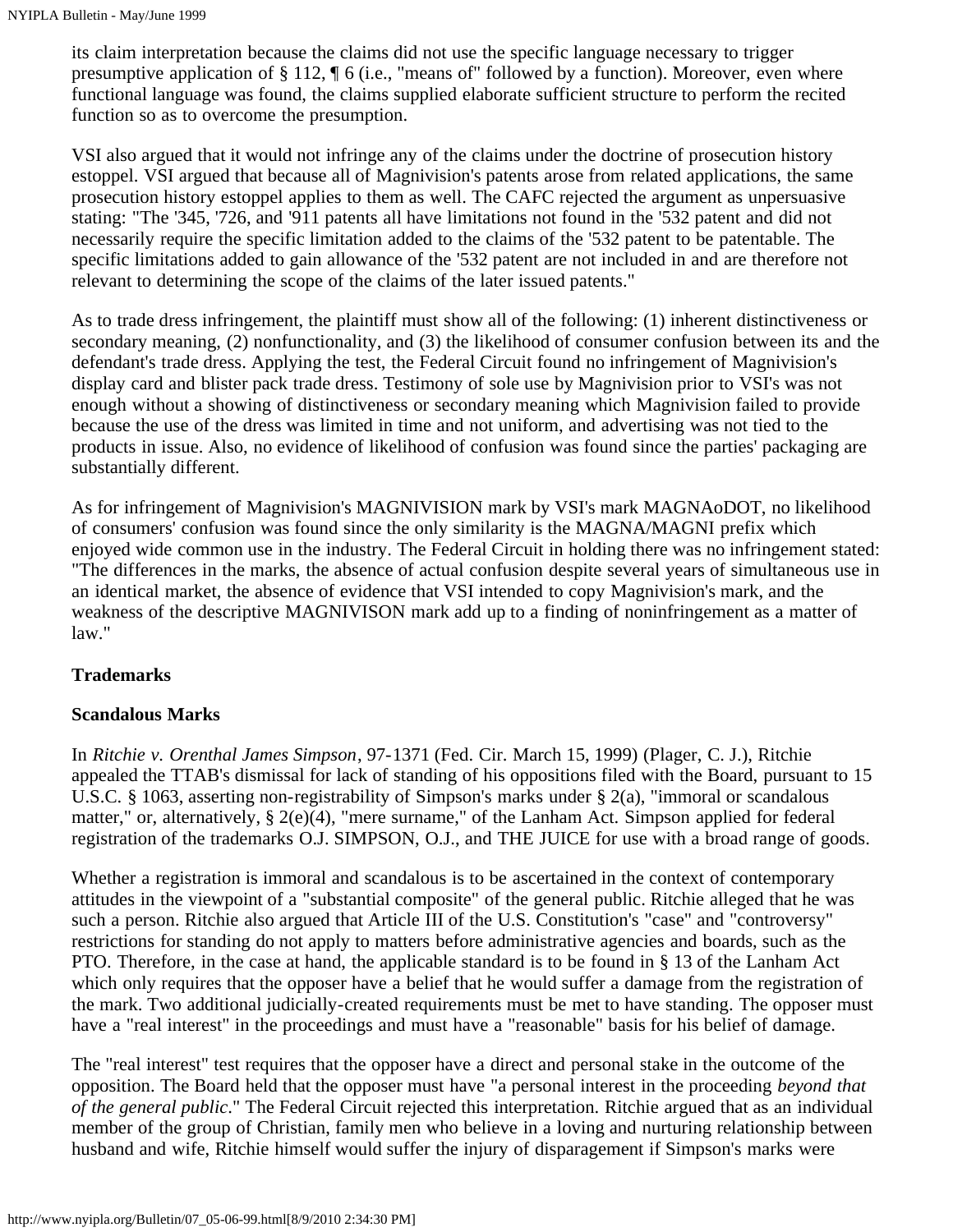its claim interpretation because the claims did not use the specific language necessary to trigger presumptive application of § 112, ¶ 6 (i.e., "means of" followed by a function). Moreover, even where functional language was found, the claims supplied elaborate sufficient structure to perform the recited function so as to overcome the presumption.

VSI also argued that it would not infringe any of the claims under the doctrine of prosecution history estoppel. VSI argued that because all of Magnivision's patents arose from related applications, the same prosecution history estoppel applies to them as well. The CAFC rejected the argument as unpersuasive stating: "The '345, '726, and '911 patents all have limitations not found in the '532 patent and did not necessarily require the specific limitation added to the claims of the '532 patent to be patentable. The specific limitations added to gain allowance of the '532 patent are not included in and are therefore not relevant to determining the scope of the claims of the later issued patents."

As to trade dress infringement, the plaintiff must show all of the following: (1) inherent distinctiveness or secondary meaning, (2) nonfunctionality, and (3) the likelihood of consumer confusion between its and the defendant's trade dress. Applying the test, the Federal Circuit found no infringement of Magnivision's display card and blister pack trade dress. Testimony of sole use by Magnivision prior to VSI's was not enough without a showing of distinctiveness or secondary meaning which Magnivision failed to provide because the use of the dress was limited in time and not uniform, and advertising was not tied to the products in issue. Also, no evidence of likelihood of confusion was found since the parties' packaging are substantially different.

As for infringement of Magnivision's MAGNIVISION mark by VSI's mark MAGNAoDOT, no likelihood of consumers' confusion was found since the only similarity is the MAGNA/MAGNI prefix which enjoyed wide common use in the industry. The Federal Circuit in holding there was no infringement stated: "The differences in the marks, the absence of actual confusion despite several years of simultaneous use in an identical market, the absence of evidence that VSI intended to copy Magnivision's mark, and the weakness of the descriptive MAGNIVISON mark add up to a finding of noninfringement as a matter of law."

**Trademarks**

**Scandalous Marks**

In *Ritchie v. Orenthal James Simpson*, 97-1371 (Fed. Cir. March 15, 1999) (Plager, C. J.), Ritchie appealed the TTAB's dismissal for lack of standing of his oppositions filed with the Board, pursuant to 15 U.S.C. § 1063, asserting non-registrability of Simpson's marks under § 2(a), "immoral or scandalous matter," or, alternatively, § 2(e)(4), "mere surname," of the Lanham Act. Simpson applied for federal registration of the trademarks O.J. SIMPSON, O.J., and THE JUICE for use with a broad range of goods.

Whether a registration is immoral and scandalous is to be ascertained in the context of contemporary attitudes in the viewpoint of a "substantial composite" of the general public. Ritchie alleged that he was such a person. Ritchie also argued that Article III of the U.S. Constitution's "case" and "controversy" restrictions for standing do not apply to matters before administrative agencies and boards, such as the PTO. Therefore, in the case at hand, the applicable standard is to be found in § 13 of the Lanham Act which only requires that the opposer have a belief that he would suffer a damage from the registration of the mark. Two additional judicially-created requirements must be met to have standing. The opposer must have a "real interest" in the proceedings and must have a "reasonable" basis for his belief of damage.

The "real interest" test requires that the opposer have a direct and personal stake in the outcome of the opposition. The Board held that the opposer must have "a personal interest in the proceeding *beyond that of the general public*." The Federal Circuit rejected this interpretation. Ritchie argued that as an individual member of the group of Christian, family men who believe in a loving and nurturing relationship between husband and wife, Ritchie himself would suffer the injury of disparagement if Simpson's marks were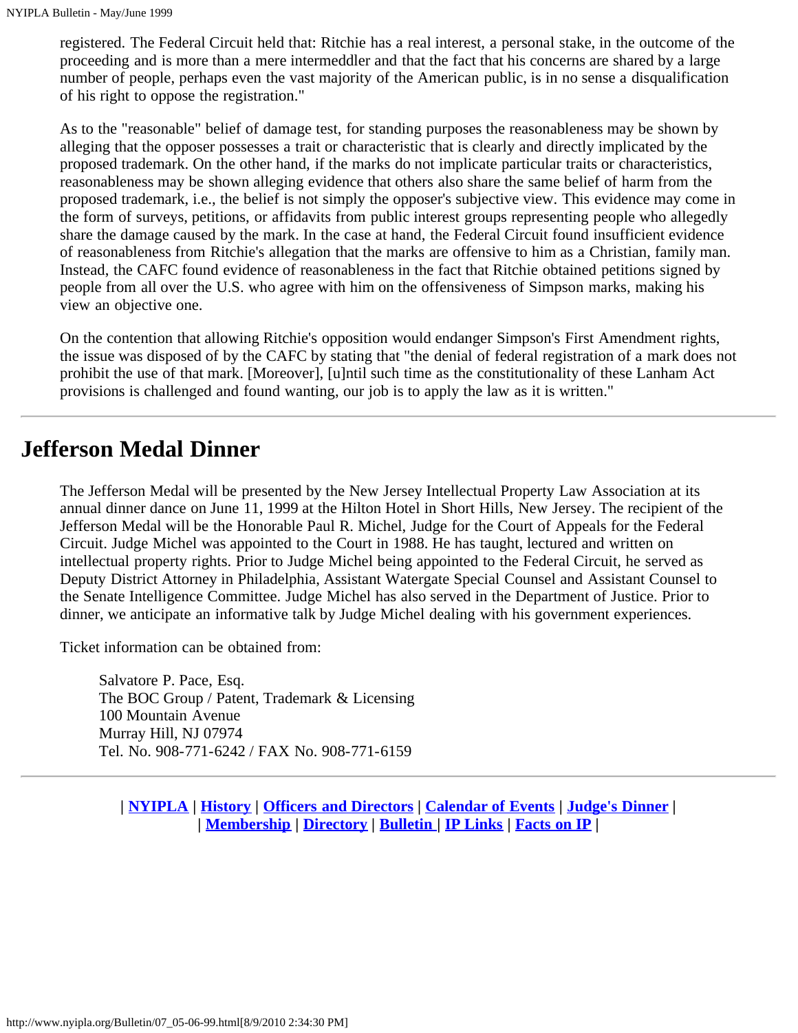registered. The Federal Circuit held that: Ritchie has a real interest, a personal stake, in the outcome of the proceeding and is more than a mere intermeddler and that the fact that his concerns are shared by a large number of people, perhaps even the vast majority of the American public, is in no sense a disqualification of his right to oppose the registration."

As to the "reasonable" belief of damage test, for standing purposes the reasonableness may be shown by alleging that the opposer possesses a trait or characteristic that is clearly and directly implicated by the proposed trademark. On the other hand, if the marks do not implicate particular traits or characteristics, reasonableness may be shown alleging evidence that others also share the same belief of harm from the proposed trademark, i.e., the belief is not simply the opposer's subjective view. This evidence may come in the form of surveys, petitions, or affidavits from public interest groups representing people who allegedly share the damage caused by the mark. In the case at hand, the Federal Circuit found insufficient evidence of reasonableness from Ritchie's allegation that the marks are offensive to him as a Christian, family man. Instead, the CAFC found evidence of reasonableness in the fact that Ritchie obtained petitions signed by people from all over the U.S. who agree with him on the offensiveness of Simpson marks, making his view an objective one.

On the contention that allowing Ritchie's opposition would endanger Simpson's First Amendment rights, the issue was disposed of by the CAFC by stating that "the denial of federal registration of a mark does not prohibit the use of that mark. [Moreover], [u]ntil such time as the constitutionality of these Lanham Act provisions is challenged and found wanting, our job is to apply the law as it is written."

---

## Jefferson Medal Dinner

The Jefferson Medal will be presented by the New Jersey Intellectual Property Law Association at its annual dinner dance on June 11, 1999 at the Hilton Hotel in Short Hills, New Jersey. The recipient of the Jefferson Medal will be the Honorable Paul R. Michel, Judge for the Court of Appeals for the Federal Circuit. Judge Michel was appointed to the Court in 1988. He has taught, lectured and written on intellectual property rights. Prior to Judge Michel being appointed to the Federal Circuit, he served as Deputy District Attorney in Philadelphia, Assistant Watergate Special Counsel and Assistant Counsel to the Senate Intelligence Committee. Judge Michel has also served in the Department of Justice. Prior to dinner, we anticipate an informative talk by Judge Michel dealing with his government experiences.

Ticket information can be obtained from:

> Salvatore P. Pace, Esq.
> The BOC Group / Patent, Trademark & Licensing
> 100 Mountain Avenue
> Murray Hill, NJ 07974
> Tel. No. 908-771-6242 / FAX No. 908-771-6159

---

**| NYIPLA | History | Officers and Directors | Calendar of Events | Judge's Dinner |**
**| Membership | Directory | Bulletin | IP Links | Facts on IP |**